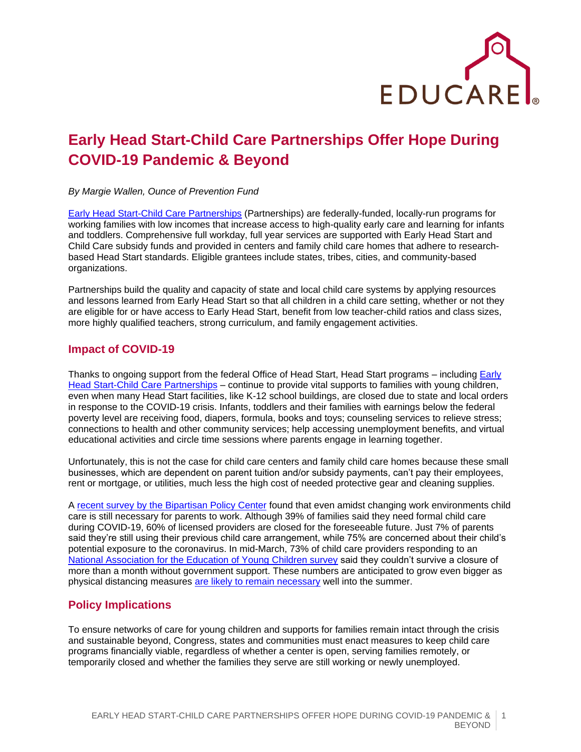EDUCARE

# Early Head Start-Child Care Partnerships Offer Hope During COVID-19 Pandemic & Beyond

*By Margie Wallen, Ounce of Prevention Fund*

Early Head Start-Child Care Partnerships (Partnerships) are federally-funded, locally-run programs for working families with low incomes that increase access to high-quality early care and learning for infants and toddlers. Comprehensive full workday, full year services are supported with Early Head Start and Child Care subsidy funds and provided in centers and family child care homes that adhere to research-based Head Start standards. Eligible grantees include states, tribes, cities, and community-based organizations.

Partnerships build the quality and capacity of state and local child care systems by applying resources and lessons learned from Early Head Start so that all children in a child care setting, whether or not they are eligible for or have access to Early Head Start, benefit from low teacher-child ratios and class sizes, more highly qualified teachers, strong curriculum, and family engagement activities.

## Impact of COVID-19

Thanks to ongoing support from the federal Office of Head Start, Head Start programs – including Early Head Start-Child Care Partnerships – continue to provide vital supports to families with young children, even when many Head Start facilities, like K-12 school buildings, are closed due to state and local orders in response to the COVID-19 crisis. Infants, toddlers and their families with earnings below the federal poverty level are receiving food, diapers, formula, books and toys; counseling services to relieve stress; connections to health and other community services; help accessing unemployment benefits, and virtual educational activities and circle time sessions where parents engage in learning together.

Unfortunately, this is not the case for child care centers and family child care homes because these small businesses, which are dependent on parent tuition and/or subsidy payments, can't pay their employees, rent or mortgage, or utilities, much less the high cost of needed protective gear and cleaning supplies.

A recent survey by the Bipartisan Policy Center found that even amidst changing work environments child care is still necessary for parents to work. Although 39% of families said they need formal child care during COVID-19, 60% of licensed providers are closed for the foreseeable future. Just 7% of parents said they're still using their previous child care arrangement, while 75% are concerned about their child's potential exposure to the coronavirus. In mid-March, 73% of child care providers responding to an National Association for the Education of Young Children survey said they couldn't survive a closure of more than a month without government support. These numbers are anticipated to grow even bigger as physical distancing measures are likely to remain necessary well into the summer.

## Policy Implications

To ensure networks of care for young children and supports for families remain intact through the crisis and sustainable beyond, Congress, states and communities must enact measures to keep child care programs financially viable, regardless of whether a center is open, serving families remotely, or temporarily closed and whether the families they serve are still working or newly unemployed.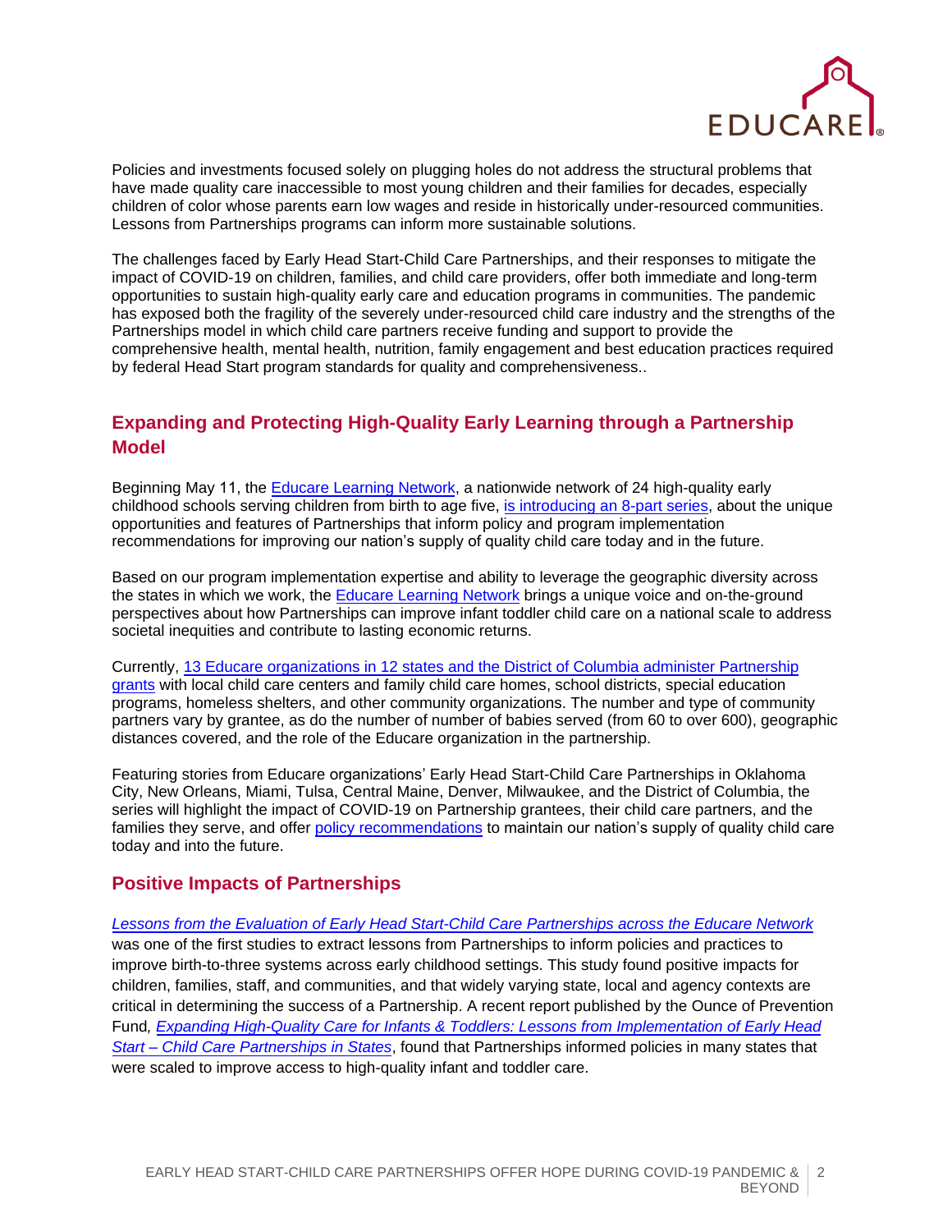Policies and investments focused solely on plugging holes do not address the structural problems that have made quality care inaccessible to most young children and their families for decades, especially children of color whose parents earn low wages and reside in historically under-resourced communities. Lessons from Partnerships programs can inform more sustainable solutions.

The challenges faced by Early Head Start-Child Care Partnerships, and their responses to mitigate the impact of COVID-19 on children, families, and child care providers, offer both immediate and long-term opportunities to sustain high-quality early care and education programs in communities. The pandemic has exposed both the fragility of the severely under-resourced child care industry and the strengths of the Partnerships model in which child care partners receive funding and support to provide the comprehensive health, mental health, nutrition, family engagement and best education practices required by federal Head Start program standards for quality and comprehensiveness..

## Expanding and Protecting High-Quality Early Learning through a Partnership Model

Beginning May 11, the Educare Learning Network, a nationwide network of 24 high-quality early childhood schools serving children from birth to age five, is introducing an 8-part series, about the unique opportunities and features of Partnerships that inform policy and program implementation recommendations for improving our nation's supply of quality child care today and in the future.

Based on our program implementation expertise and ability to leverage the geographic diversity across the states in which we work, the Educare Learning Network brings a unique voice and on-the-ground perspectives about how Partnerships can improve infant toddler child care on a national scale to address societal inequities and contribute to lasting economic returns.

Currently, 13 Educare organizations in 12 states and the District of Columbia administer Partnership grants with local child care centers and family child care homes, school districts, special education programs, homeless shelters, and other community organizations. The number and type of community partners vary by grantee, as do the number of number of babies served (from 60 to over 600), geographic distances covered, and the role of the Educare organization in the partnership.

Featuring stories from Educare organizations' Early Head Start-Child Care Partnerships in Oklahoma City, New Orleans, Miami, Tulsa, Central Maine, Denver, Milwaukee, and the District of Columbia, the series will highlight the impact of COVID-19 on Partnership grantees, their child care partners, and the families they serve, and offer policy recommendations to maintain our nation's supply of quality child care today and into the future.

## Positive Impacts of Partnerships

*Lessons from the Evaluation of Early Head Start-Child Care Partnerships across the Educare Network* was one of the first studies to extract lessons from Partnerships to inform policies and practices to improve birth-to-three systems across early childhood settings. This study found positive impacts for children, families, staff, and communities, and that widely varying state, local and agency contexts are critical in determining the success of a Partnership. A recent report published by the Ounce of Prevention Fund*, Expanding High-Quality Care for Infants & Toddlers: Lessons from Implementation of Early Head Start – Child Care Partnerships in States*, found that Partnerships informed policies in many states that were scaled to improve access to high-quality infant and toddler care.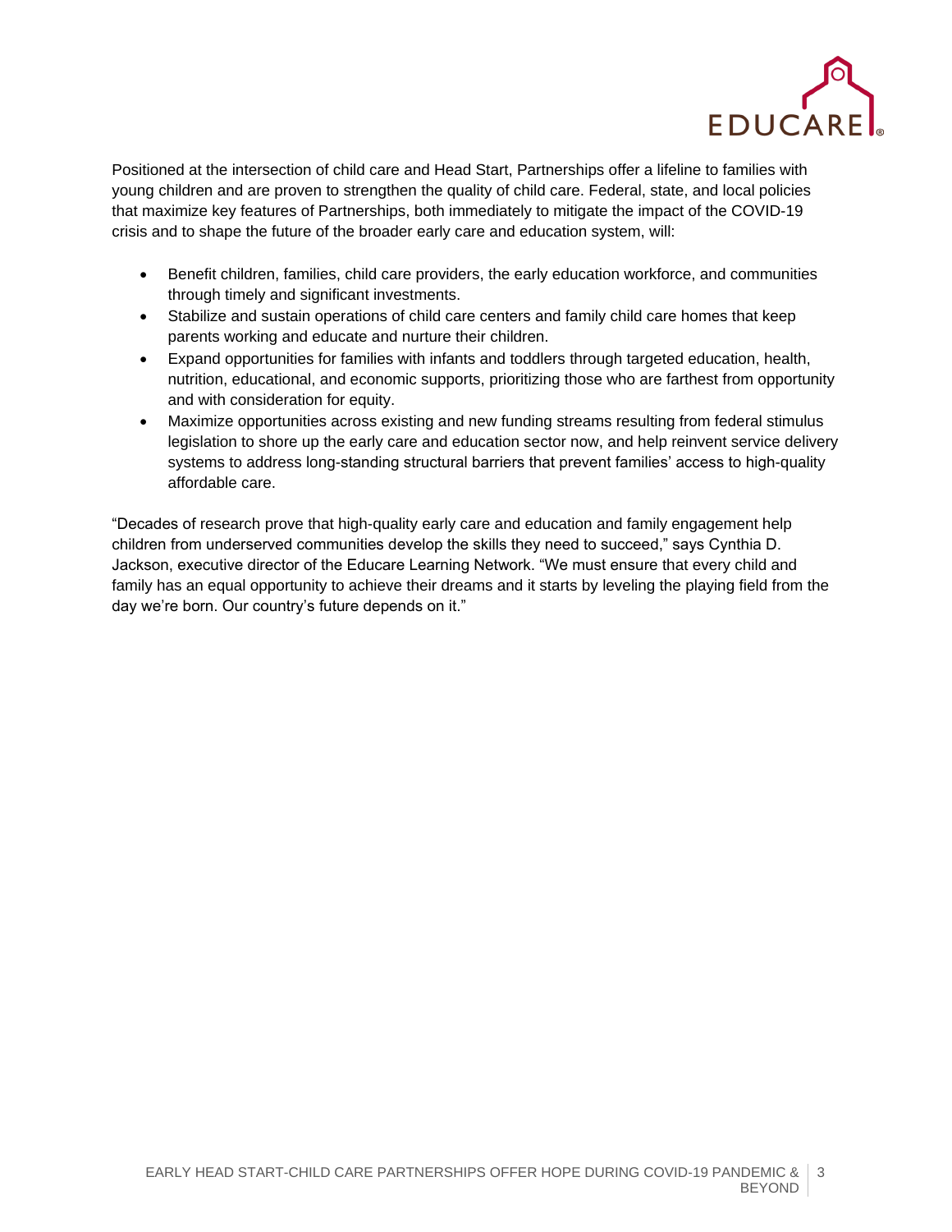Positioned at the intersection of child care and Head Start, Partnerships offer a lifeline to families with young children and are proven to strengthen the quality of child care. Federal, state, and local policies that maximize key features of Partnerships, both immediately to mitigate the impact of the COVID-19 crisis and to shape the future of the broader early care and education system, will:

- Benefit children, families, child care providers, the early education workforce, and communities through timely and significant investments.
- Stabilize and sustain operations of child care centers and family child care homes that keep parents working and educate and nurture their children.
- Expand opportunities for families with infants and toddlers through targeted education, health, nutrition, educational, and economic supports, prioritizing those who are farthest from opportunity and with consideration for equity.
- Maximize opportunities across existing and new funding streams resulting from federal stimulus legislation to shore up the early care and education sector now, and help reinvent service delivery systems to address long-standing structural barriers that prevent families' access to high-quality affordable care.

"Decades of research prove that high-quality early care and education and family engagement help children from underserved communities develop the skills they need to succeed," says Cynthia D. Jackson, executive director of the Educare Learning Network. "We must ensure that every child and family has an equal opportunity to achieve their dreams and it starts by leveling the playing field from the day we're born. Our country's future depends on it."